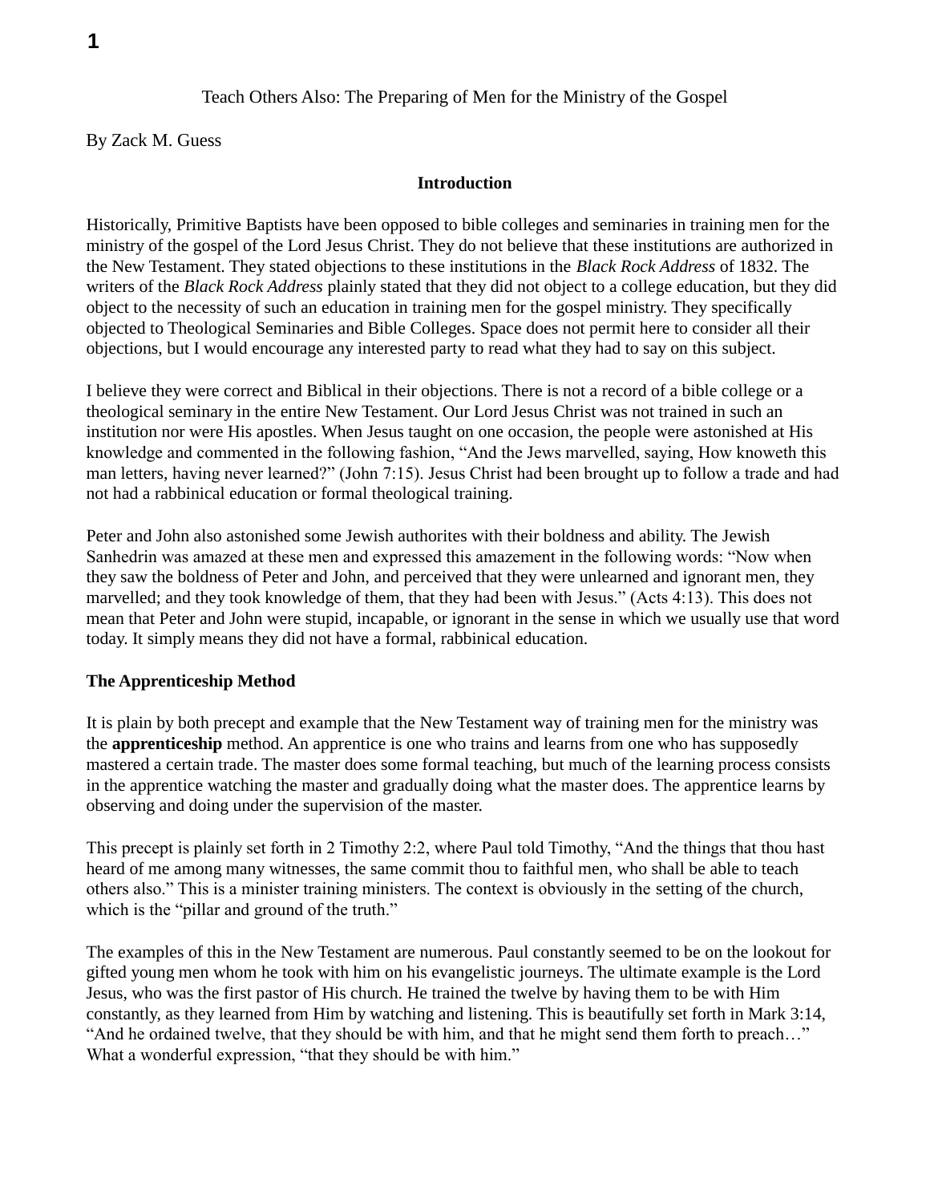# Teach Others Also: The Preparing of Men for the Ministry of the Gospel

By Zack M. Guess

## Introduction

Historically, Primitive Baptists have been opposed to bible colleges and seminaries in training men for the ministry of the gospel of the Lord Jesus Christ. They do not believe that these institutions are authorized in the New Testament. They stated objections to these institutions in the *Black Rock Address* of 1832. The writers of the *Black Rock Address* plainly stated that they did not object to a college education, but they did object to the necessity of such an education in training men for the gospel ministry. They specifically objected to Theological Seminaries and Bible Colleges. Space does not permit here to consider all their objections, but I would encourage any interested party to read what they had to say on this subject.

I believe they were correct and Biblical in their objections. There is not a record of a bible college or a theological seminary in the entire New Testament. Our Lord Jesus Christ was not trained in such an institution nor were His apostles. When Jesus taught on one occasion, the people were astonished at His knowledge and commented in the following fashion, "And the Jews marvelled, saying, How knoweth this man letters, having never learned?" (John 7:15). Jesus Christ had been brought up to follow a trade and had not had a rabbinical education or formal theological training.

Peter and John also astonished some Jewish authorites with their boldness and ability. The Jewish Sanhedrin was amazed at these men and expressed this amazement in the following words: "Now when they saw the boldness of Peter and John, and perceived that they were unlearned and ignorant men, they marvelled; and they took knowledge of them, that they had been with Jesus." (Acts 4:13). This does not mean that Peter and John were stupid, incapable, or ignorant in the sense in which we usually use that word today. It simply means they did not have a formal, rabbinical education.

## The Apprenticeship Method

It is plain by both precept and example that the New Testament way of training men for the ministry was the **apprenticeship** method. An apprentice is one who trains and learns from one who has supposedly mastered a certain trade. The master does some formal teaching, but much of the learning process consists in the apprentice watching the master and gradually doing what the master does. The apprentice learns by observing and doing under the supervision of the master.

This precept is plainly set forth in 2 Timothy 2:2, where Paul told Timothy, "And the things that thou hast heard of me among many witnesses, the same commit thou to faithful men, who shall be able to teach others also." This is a minister training ministers. The context is obviously in the setting of the church, which is the "pillar and ground of the truth."

The examples of this in the New Testament are numerous. Paul constantly seemed to be on the lookout for gifted young men whom he took with him on his evangelistic journeys. The ultimate example is the Lord Jesus, who was the first pastor of His church. He trained the twelve by having them to be with Him constantly, as they learned from Him by watching and listening. This is beautifully set forth in Mark 3:14, "And he ordained twelve, that they should be with him, and that he might send them forth to preach…" What a wonderful expression, "that they should be with him."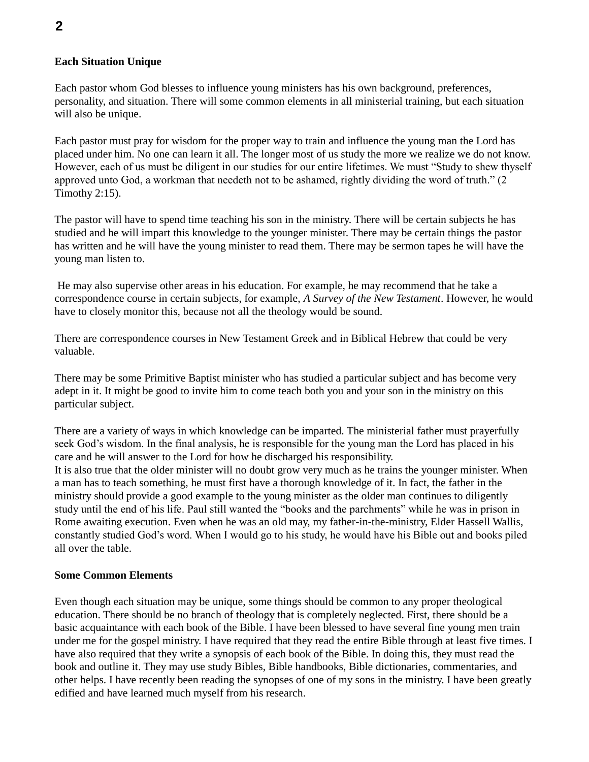**Each Situation Unique**

Each pastor whom God blesses to influence young ministers has his own background, preferences, personality, and situation. There will some common elements in all ministerial training, but each situation will also be unique.

Each pastor must pray for wisdom for the proper way to train and influence the young man the Lord has placed under him. No one can learn it all. The longer most of us study the more we realize we do not know. However, each of us must be diligent in our studies for our entire lifetimes. We must "Study to shew thyself approved unto God, a workman that needeth not to be ashamed, rightly dividing the word of truth." (2 Timothy 2:15).

The pastor will have to spend time teaching his son in the ministry. There will be certain subjects he has studied and he will impart this knowledge to the younger minister. There may be certain things the pastor has written and he will have the young minister to read them. There may be sermon tapes he will have the young man listen to.

He may also supervise other areas in his education. For example, he may recommend that he take a correspondence course in certain subjects, for example, *A Survey of the New Testament*. However, he would have to closely monitor this, because not all the theology would be sound.

There are correspondence courses in New Testament Greek and in Biblical Hebrew that could be very valuable.

There may be some Primitive Baptist minister who has studied a particular subject and has become very adept in it. It might be good to invite him to come teach both you and your son in the ministry on this particular subject.

There are a variety of ways in which knowledge can be imparted. The ministerial father must prayerfully seek God's wisdom. In the final analysis, he is responsible for the young man the Lord has placed in his care and he will answer to the Lord for how he discharged his responsibility.
It is also true that the older minister will no doubt grow very much as he trains the younger minister. When a man has to teach something, he must first have a thorough knowledge of it. In fact, the father in the ministry should provide a good example to the young minister as the older man continues to diligently study until the end of his life. Paul still wanted the "books and the parchments" while he was in prison in Rome awaiting execution. Even when he was an old may, my father-in-the-ministry, Elder Hassell Wallis, constantly studied God's word. When I would go to his study, he would have his Bible out and books piled all over the table.

**Some Common Elements**

Even though each situation may be unique, some things should be common to any proper theological education. There should be no branch of theology that is completely neglected. First, there should be a basic acquaintance with each book of the Bible. I have been blessed to have several fine young men train under me for the gospel ministry. I have required that they read the entire Bible through at least five times. I have also required that they write a synopsis of each book of the Bible. In doing this, they must read the book and outline it. They may use study Bibles, Bible handbooks, Bible dictionaries, commentaries, and other helps. I have recently been reading the synopses of one of my sons in the ministry. I have been greatly edified and have learned much myself from his research.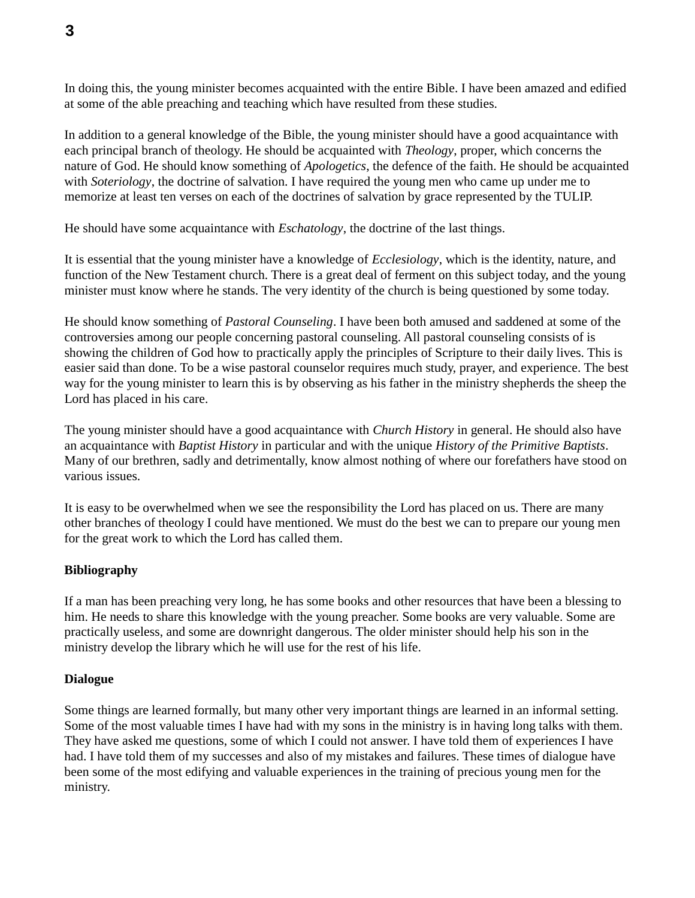In doing this, the young minister becomes acquainted with the entire Bible. I have been amazed and edified at some of the able preaching and teaching which have resulted from these studies.

In addition to a general knowledge of the Bible, the young minister should have a good acquaintance with each principal branch of theology. He should be acquainted with *Theology*, proper, which concerns the nature of God. He should know something of *Apologetics*, the defence of the faith. He should be acquainted with *Soteriology*, the doctrine of salvation. I have required the young men who came up under me to memorize at least ten verses on each of the doctrines of salvation by grace represented by the TULIP.

He should have some acquaintance with *Eschatology*, the doctrine of the last things.

It is essential that the young minister have a knowledge of *Ecclesiology*, which is the identity, nature, and function of the New Testament church. There is a great deal of ferment on this subject today, and the young minister must know where he stands. The very identity of the church is being questioned by some today.

He should know something of *Pastoral Counseling*. I have been both amused and saddened at some of the controversies among our people concerning pastoral counseling. All pastoral counseling consists of is showing the children of God how to practically apply the principles of Scripture to their daily lives. This is easier said than done. To be a wise pastoral counselor requires much study, prayer, and experience. The best way for the young minister to learn this is by observing as his father in the ministry shepherds the sheep the Lord has placed in his care.

The young minister should have a good acquaintance with *Church History* in general. He should also have an acquaintance with *Baptist History* in particular and with the unique *History of the Primitive Baptists*. Many of our brethren, sadly and detrimentally, know almost nothing of where our forefathers have stood on various issues.

It is easy to be overwhelmed when we see the responsibility the Lord has placed on us. There are many other branches of theology I could have mentioned. We must do the best we can to prepare our young men for the great work to which the Lord has called them.

**Bibliography**

If a man has been preaching very long, he has some books and other resources that have been a blessing to him. He needs to share this knowledge with the young preacher. Some books are very valuable. Some are practically useless, and some are downright dangerous. The older minister should help his son in the ministry develop the library which he will use for the rest of his life.

**Dialogue**

Some things are learned formally, but many other very important things are learned in an informal setting. Some of the most valuable times I have had with my sons in the ministry is in having long talks with them. They have asked me questions, some of which I could not answer. I have told them of experiences I have had. I have told them of my successes and also of my mistakes and failures. These times of dialogue have been some of the most edifying and valuable experiences in the training of precious young men for the ministry.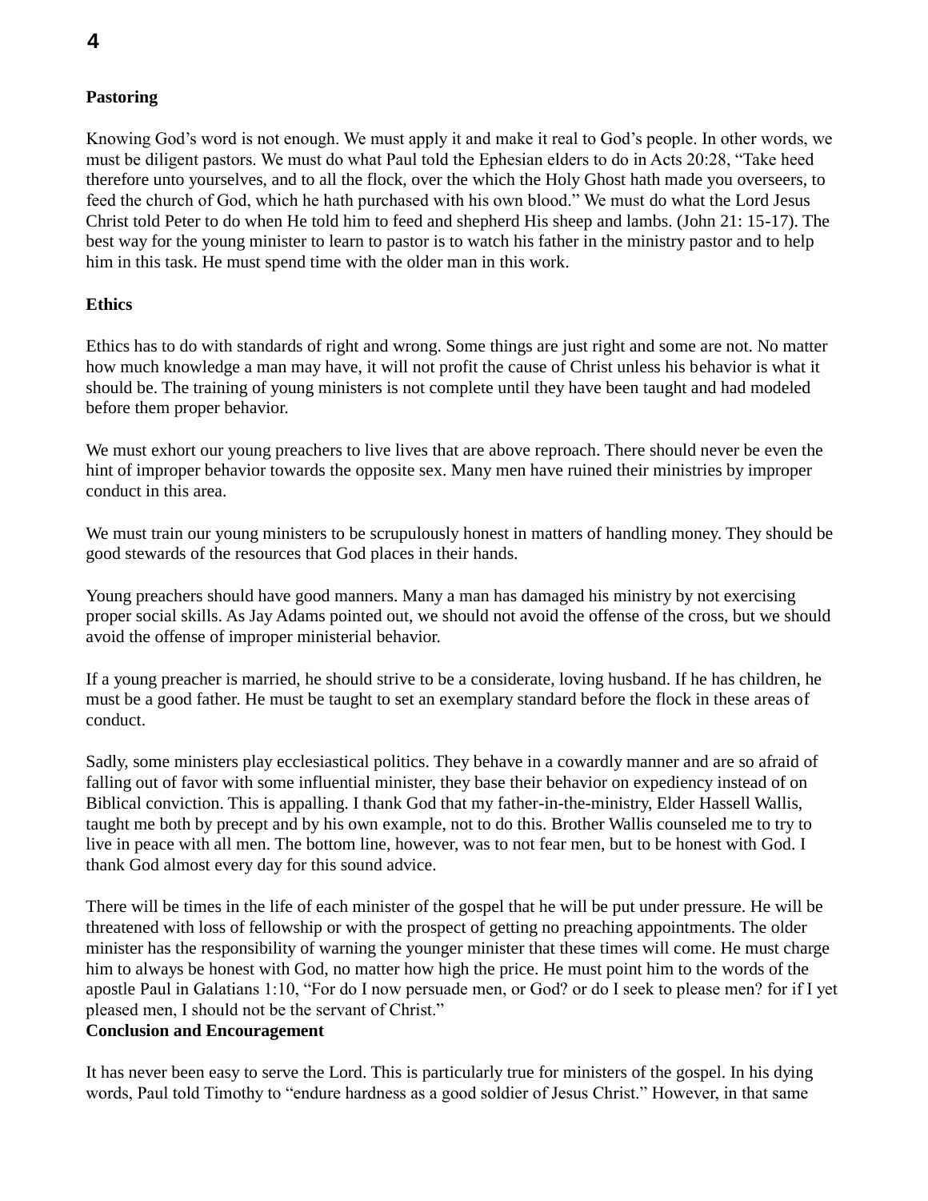**Pastoring**

Knowing God's word is not enough. We must apply it and make it real to God's people. In other words, we must be diligent pastors. We must do what Paul told the Ephesian elders to do in Acts 20:28, "Take heed therefore unto yourselves, and to all the flock, over the which the Holy Ghost hath made you overseers, to feed the church of God, which he hath purchased with his own blood." We must do what the Lord Jesus Christ told Peter to do when He told him to feed and shepherd His sheep and lambs. (John 21: 15-17). The best way for the young minister to learn to pastor is to watch his father in the ministry pastor and to help him in this task. He must spend time with the older man in this work.

**Ethics**

Ethics has to do with standards of right and wrong. Some things are just right and some are not. No matter how much knowledge a man may have, it will not profit the cause of Christ unless his behavior is what it should be. The training of young ministers is not complete until they have been taught and had modeled before them proper behavior.

We must exhort our young preachers to live lives that are above reproach. There should never be even the hint of improper behavior towards the opposite sex. Many men have ruined their ministries by improper conduct in this area.

We must train our young ministers to be scrupulously honest in matters of handling money. They should be good stewards of the resources that God places in their hands.

Young preachers should have good manners. Many a man has damaged his ministry by not exercising proper social skills. As Jay Adams pointed out, we should not avoid the offense of the cross, but we should avoid the offense of improper ministerial behavior.

If a young preacher is married, he should strive to be a considerate, loving husband. If he has children, he must be a good father. He must be taught to set an exemplary standard before the flock in these areas of conduct.

Sadly, some ministers play ecclesiastical politics. They behave in a cowardly manner and are so afraid of falling out of favor with some influential minister, they base their behavior on expediency instead of on Biblical conviction. This is appalling. I thank God that my father-in-the-ministry, Elder Hassell Wallis, taught me both by precept and by his own example, not to do this. Brother Wallis counseled me to try to live in peace with all men. The bottom line, however, was to not fear men, but to be honest with God. I thank God almost every day for this sound advice.

There will be times in the life of each minister of the gospel that he will be put under pressure. He will be threatened with loss of fellowship or with the prospect of getting no preaching appointments. The older minister has the responsibility of warning the younger minister that these times will come. He must charge him to always be honest with God, no matter how high the price. He must point him to the words of the apostle Paul in Galatians 1:10, "For do I now persuade men, or God? or do I seek to please men? for if I yet pleased men, I should not be the servant of Christ."

**Conclusion and Encouragement**

It has never been easy to serve the Lord. This is particularly true for ministers of the gospel. In his dying words, Paul told Timothy to "endure hardness as a good soldier of Jesus Christ." However, in that same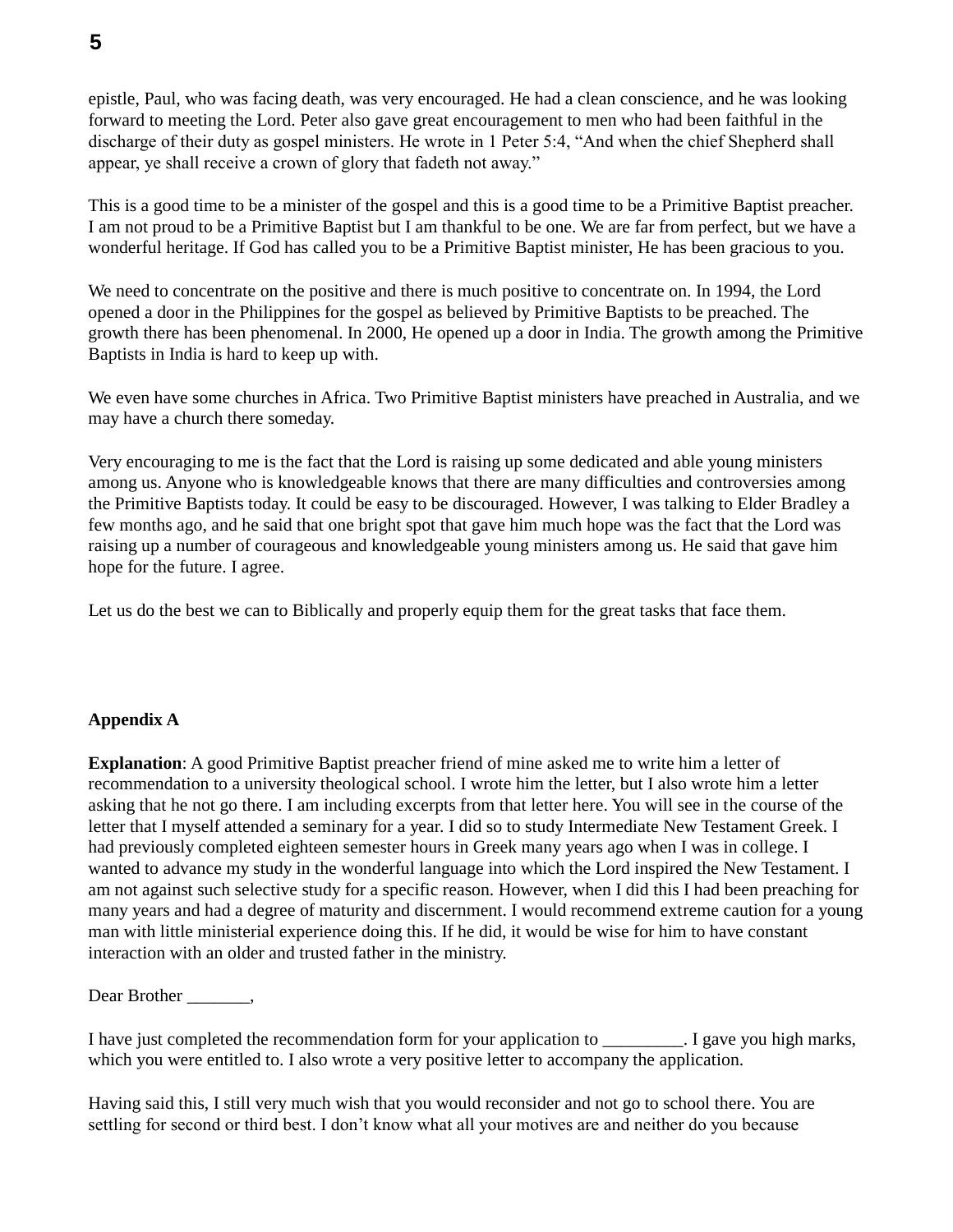epistle, Paul, who was facing death, was very encouraged. He had a clean conscience, and he was looking forward to meeting the Lord. Peter also gave great encouragement to men who had been faithful in the discharge of their duty as gospel ministers. He wrote in 1 Peter 5:4, "And when the chief Shepherd shall appear, ye shall receive a crown of glory that fadeth not away."

This is a good time to be a minister of the gospel and this is a good time to be a Primitive Baptist preacher. I am not proud to be a Primitive Baptist but I am thankful to be one. We are far from perfect, but we have a wonderful heritage. If God has called you to be a Primitive Baptist minister, He has been gracious to you.

We need to concentrate on the positive and there is much positive to concentrate on. In 1994, the Lord opened a door in the Philippines for the gospel as believed by Primitive Baptists to be preached. The growth there has been phenomenal. In 2000, He opened up a door in India. The growth among the Primitive Baptists in India is hard to keep up with.

We even have some churches in Africa. Two Primitive Baptist ministers have preached in Australia, and we may have a church there someday.

Very encouraging to me is the fact that the Lord is raising up some dedicated and able young ministers among us. Anyone who is knowledgeable knows that there are many difficulties and controversies among the Primitive Baptists today. It could be easy to be discouraged. However, I was talking to Elder Bradley a few months ago, and he said that one bright spot that gave him much hope was the fact that the Lord was raising up a number of courageous and knowledgeable young ministers among us. He said that gave him hope for the future. I agree.

Let us do the best we can to Biblically and properly equip them for the great tasks that face them.

**Appendix A**

**Explanation**: A good Primitive Baptist preacher friend of mine asked me to write him a letter of recommendation to a university theological school. I wrote him the letter, but I also wrote him a letter asking that he not go there. I am including excerpts from that letter here. You will see in the course of the letter that I myself attended a seminary for a year. I did so to study Intermediate New Testament Greek. I had previously completed eighteen semester hours in Greek many years ago when I was in college. I wanted to advance my study in the wonderful language into which the Lord inspired the New Testament. I am not against such selective study for a specific reason. However, when I did this I had been preaching for many years and had a degree of maturity and discernment. I would recommend extreme caution for a young man with little ministerial experience doing this. If he did, it would be wise for him to have constant interaction with an older and trusted father in the ministry.

Dear Brother _______,

I have just completed the recommendation form for your application to _________. I gave you high marks, which you were entitled to. I also wrote a very positive letter to accompany the application.

Having said this, I still very much wish that you would reconsider and not go to school there. You are settling for second or third best. I don't know what all your motives are and neither do you because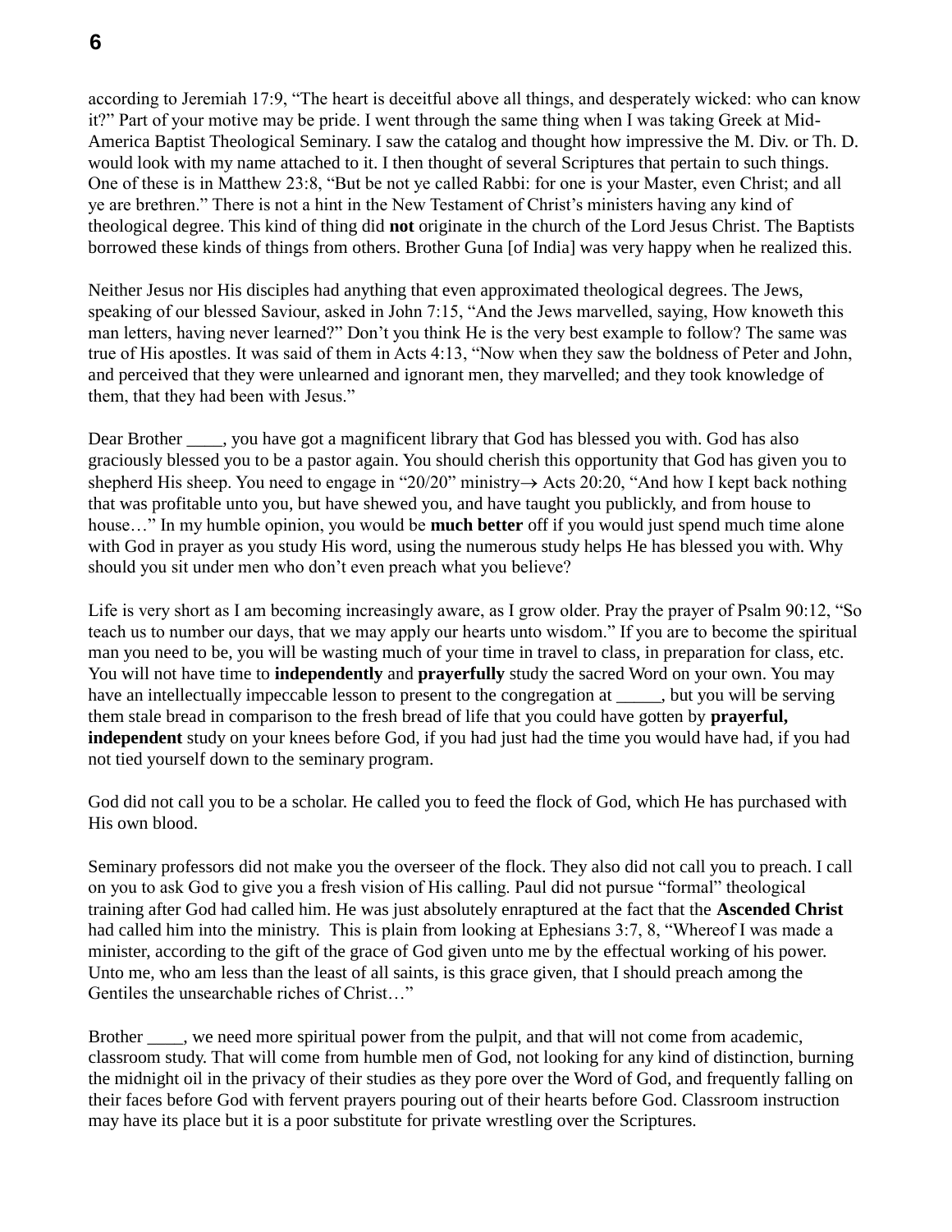according to Jeremiah 17:9, "The heart is deceitful above all things, and desperately wicked: who can know it?" Part of your motive may be pride. I went through the same thing when I was taking Greek at Mid-America Baptist Theological Seminary. I saw the catalog and thought how impressive the M. Div. or Th. D. would look with my name attached to it. I then thought of several Scriptures that pertain to such things. One of these is in Matthew 23:8, "But be not ye called Rabbi: for one is your Master, even Christ; and all ye are brethren." There is not a hint in the New Testament of Christ's ministers having any kind of theological degree. This kind of thing did **not** originate in the church of the Lord Jesus Christ. The Baptists borrowed these kinds of things from others. Brother Guna [of India] was very happy when he realized this.

Neither Jesus nor His disciples had anything that even approximated theological degrees. The Jews, speaking of our blessed Saviour, asked in John 7:15, "And the Jews marvelled, saying, How knoweth this man letters, having never learned?" Don't you think He is the very best example to follow? The same was true of His apostles. It was said of them in Acts 4:13, "Now when they saw the boldness of Peter and John, and perceived that they were unlearned and ignorant men, they marvelled; and they took knowledge of them, that they had been with Jesus."

Dear Brother ____, you have got a magnificent library that God has blessed you with. God has also graciously blessed you to be a pastor again. You should cherish this opportunity that God has given you to shepherd His sheep. You need to engage in "20/20" ministry→ Acts 20:20, "And how I kept back nothing that was profitable unto you, but have shewed you, and have taught you publickly, and from house to house…" In my humble opinion, you would be **much better** off if you would just spend much time alone with God in prayer as you study His word, using the numerous study helps He has blessed you with. Why should you sit under men who don't even preach what you believe?

Life is very short as I am becoming increasingly aware, as I grow older. Pray the prayer of Psalm 90:12, "So teach us to number our days, that we may apply our hearts unto wisdom." If you are to become the spiritual man you need to be, you will be wasting much of your time in travel to class, in preparation for class, etc. You will not have time to **independently** and **prayerfully** study the sacred Word on your own. You may have an intellectually impeccable lesson to present to the congregation at _____, but you will be serving them stale bread in comparison to the fresh bread of life that you could have gotten by **prayerful, independent** study on your knees before God, if you had just had the time you would have had, if you had not tied yourself down to the seminary program.

God did not call you to be a scholar. He called you to feed the flock of God, which He has purchased with His own blood.

Seminary professors did not make you the overseer of the flock. They also did not call you to preach. I call on you to ask God to give you a fresh vision of His calling. Paul did not pursue "formal" theological training after God had called him. He was just absolutely enraptured at the fact that the **Ascended Christ** had called him into the ministry. This is plain from looking at Ephesians 3:7, 8, "Whereof I was made a minister, according to the gift of the grace of God given unto me by the effectual working of his power. Unto me, who am less than the least of all saints, is this grace given, that I should preach among the Gentiles the unsearchable riches of Christ…"

Brother ____, we need more spiritual power from the pulpit, and that will not come from academic, classroom study. That will come from humble men of God, not looking for any kind of distinction, burning the midnight oil in the privacy of their studies as they pore over the Word of God, and frequently falling on their faces before God with fervent prayers pouring out of their hearts before God. Classroom instruction may have its place but it is a poor substitute for private wrestling over the Scriptures.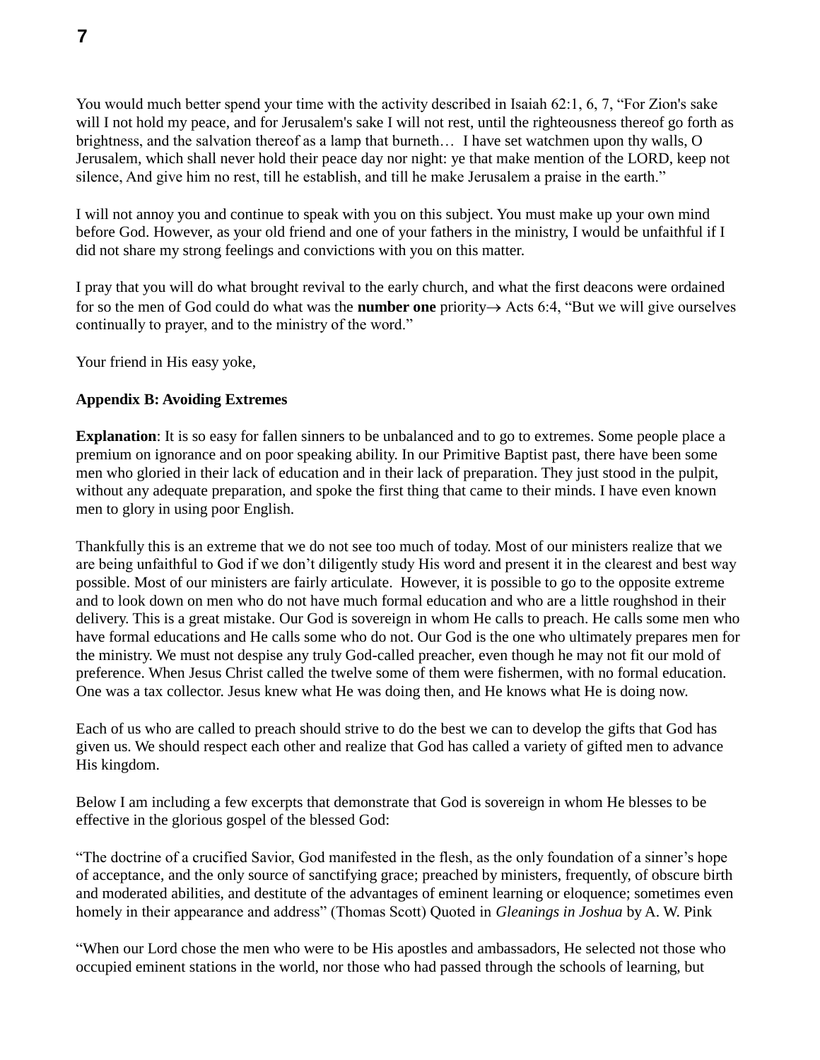You would much better spend your time with the activity described in Isaiah 62:1, 6, 7, "For Zion's sake will I not hold my peace, and for Jerusalem's sake I will not rest, until the righteousness thereof go forth as brightness, and the salvation thereof as a lamp that burneth… I have set watchmen upon thy walls, O Jerusalem, which shall never hold their peace day nor night: ye that make mention of the LORD, keep not silence, And give him no rest, till he establish, and till he make Jerusalem a praise in the earth."

I will not annoy you and continue to speak with you on this subject. You must make up your own mind before God. However, as your old friend and one of your fathers in the ministry, I would be unfaithful if I did not share my strong feelings and convictions with you on this matter.

I pray that you will do what brought revival to the early church, and what the first deacons were ordained for so the men of God could do what was the **number one** priority→ Acts 6:4, "But we will give ourselves continually to prayer, and to the ministry of the word."

Your friend in His easy yoke,

**Appendix B: Avoiding Extremes**

**Explanation**: It is so easy for fallen sinners to be unbalanced and to go to extremes. Some people place a premium on ignorance and on poor speaking ability. In our Primitive Baptist past, there have been some men who gloried in their lack of education and in their lack of preparation. They just stood in the pulpit, without any adequate preparation, and spoke the first thing that came to their minds. I have even known men to glory in using poor English.

Thankfully this is an extreme that we do not see too much of today. Most of our ministers realize that we are being unfaithful to God if we don't diligently study His word and present it in the clearest and best way possible. Most of our ministers are fairly articulate. However, it is possible to go to the opposite extreme and to look down on men who do not have much formal education and who are a little roughshod in their delivery. This is a great mistake. Our God is sovereign in whom He calls to preach. He calls some men who have formal educations and He calls some who do not. Our God is the one who ultimately prepares men for the ministry. We must not despise any truly God-called preacher, even though he may not fit our mold of preference. When Jesus Christ called the twelve some of them were fishermen, with no formal education. One was a tax collector. Jesus knew what He was doing then, and He knows what He is doing now.

Each of us who are called to preach should strive to do the best we can to develop the gifts that God has given us. We should respect each other and realize that God has called a variety of gifted men to advance His kingdom.

Below I am including a few excerpts that demonstrate that God is sovereign in whom He blesses to be effective in the glorious gospel of the blessed God:

"The doctrine of a crucified Savior, God manifested in the flesh, as the only foundation of a sinner's hope of acceptance, and the only source of sanctifying grace; preached by ministers, frequently, of obscure birth and moderated abilities, and destitute of the advantages of eminent learning or eloquence; sometimes even homely in their appearance and address" (Thomas Scott) Quoted in *Gleanings in Joshua* by A. W. Pink

"When our Lord chose the men who were to be His apostles and ambassadors, He selected not those who occupied eminent stations in the world, nor those who had passed through the schools of learning, but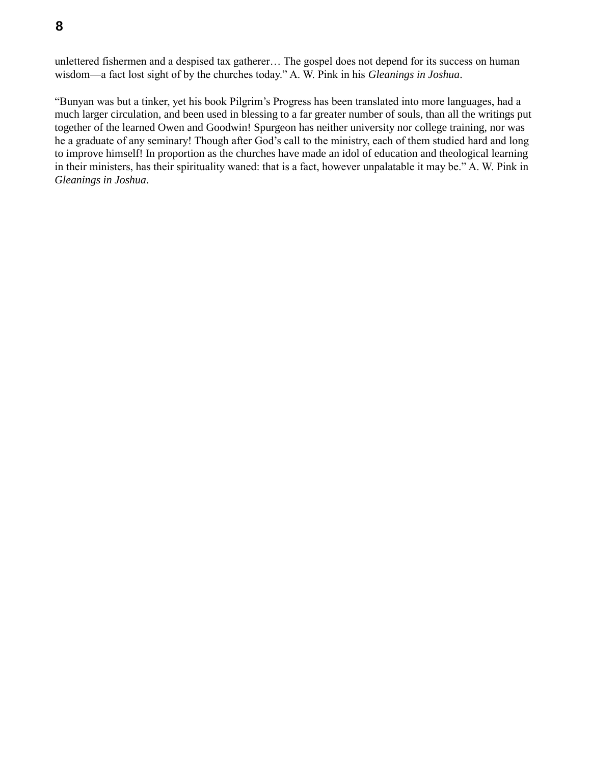unlettered fishermen and a despised tax gatherer… The gospel does not depend for its success on human wisdom—a fact lost sight of by the churches today." A. W. Pink in his *Gleanings in Joshua*.

"Bunyan was but a tinker, yet his book Pilgrim's Progress has been translated into more languages, had a much larger circulation, and been used in blessing to a far greater number of souls, than all the writings put together of the learned Owen and Goodwin! Spurgeon has neither university nor college training, nor was he a graduate of any seminary! Though after God's call to the ministry, each of them studied hard and long to improve himself! In proportion as the churches have made an idol of education and theological learning in their ministers, has their spirituality waned: that is a fact, however unpalatable it may be." A. W. Pink in *Gleanings in Joshua*.